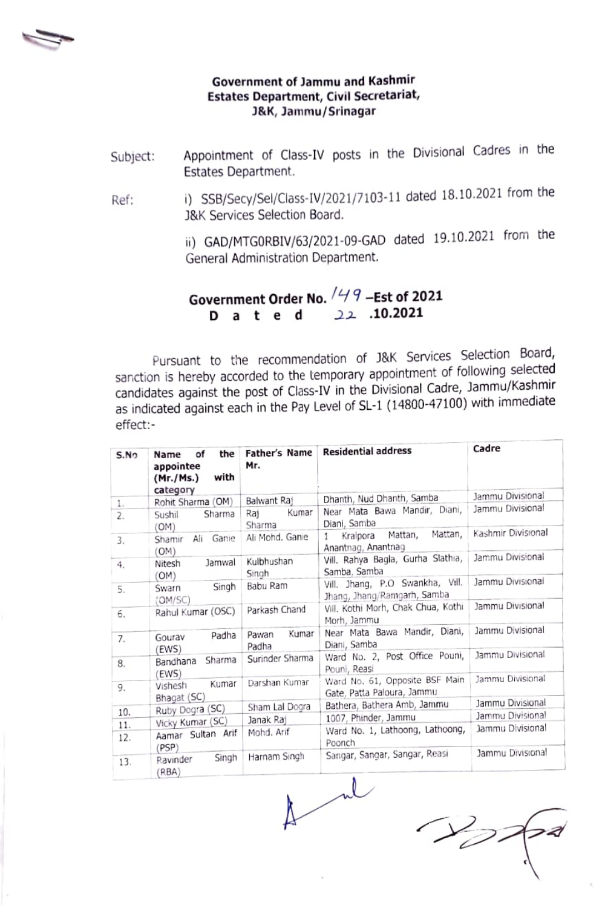**Government of Jammu and Kashmir**
**Estates Department, Civil Secretariat,**
**J&K, Jammu/Srinagar**

Subject: Appointment of Class-IV posts in the Divisional Cadres in the Estates Department.

Ref: i) SSB/Secy/Sel/Class-IV/2021/7103-11 dated 18.10.2021 from the J&K Services Selection Board.

ii) GAD/MTG0RBIV/63/2021-09-GAD dated 19.10.2021 from the General Administration Department.

**Government Order No. 149 –Est of 2021**
**Dated 22 .10.2021**

Pursuant to the recommendation of J&K Services Selection Board, sanction is hereby accorded to the temporary appointment of following selected candidates against the post of Class-IV in the Divisional Cadre, Jammu/Kashmir as indicated against each in the Pay Level of SL-1 (14800-47100) with immediate effect:-

| S.No | Name of the appointee (Mr./Ms.) with category | Father's Name Mr. | Residential address | Cadre |
|---|---|---|---|---|
| 1. | Rohit Sharma (OM) | Balwant Raj | Dhanth, Nud Dhanth, Samba | Jammu Divisional |
| 2. | Sushil Sharma (OM) | Raj Kumar Sharma | Near Mata Bawa Mandir, Diani, Diani, Samba | Jammu Divisional |
| 3. | Shamir Ali Ganie (OM) | Ali Mohd. Ganie | 1 Kralpora Mattan, Mattan, Anantnag, Anantnag | Kashmir Divisional |
| 4. | Nitesh Jamwal (OM) | Kulbhushan Singh | Vill. Rahya Bagla, Gurha Slathia, Samba, Samba | Jammu Divisional |
| 5. | Swarn Singh (OM/SC) | Babu Ram | Vill. Jhang, P.O Swankha, Vill. Jhang, Jhang/Ramgarh, Samba | Jammu Divisional |
| 6. | Rahul Kumar (OSC) | Parkash Chand | Vill. Kothi Morh, Chak Chua, Kothi Morh, Jammu | Jammu Divisional |
| 7. | Gourav Padha (EWS) | Pawan Kumar Padha | Near Mata Bawa Mandir, Diani, Diani, Samba | Jammu Divisional |
| 8. | Bandhana Sharma (EWS) | Surinder Sharma | Ward No. 2, Post Office Pouni, Pouni, Reasi | Jammu Divisional |
| 9. | Vishesh Kumar Bhagat (SC) | Darshan Kumar | Ward No. 61, Opposite BSF Main Gate, Patta Paloura, Jammu | Jammu Divisional |
| 10. | Ruby Dogra (SC) | Sham Lal Dogra | Bathera, Bathera Amb, Jammu | Jammu Divisional |
| 11. | Vicky Kumar (SC) | Janak Raj | 1007, Phinder, Jammu | Jammu Divisional |
| 12. | Aamar Sultan Arif (PSP) | Mohd. Arif | Ward No. 1, Lathoong, Lathoong, Poonch | Jammu Divisional |
| 13. | Ravinder Singh (RBA) | Harnam Singh | Sangar, Sangar, Sangar, Reasi | Jammu Divisional |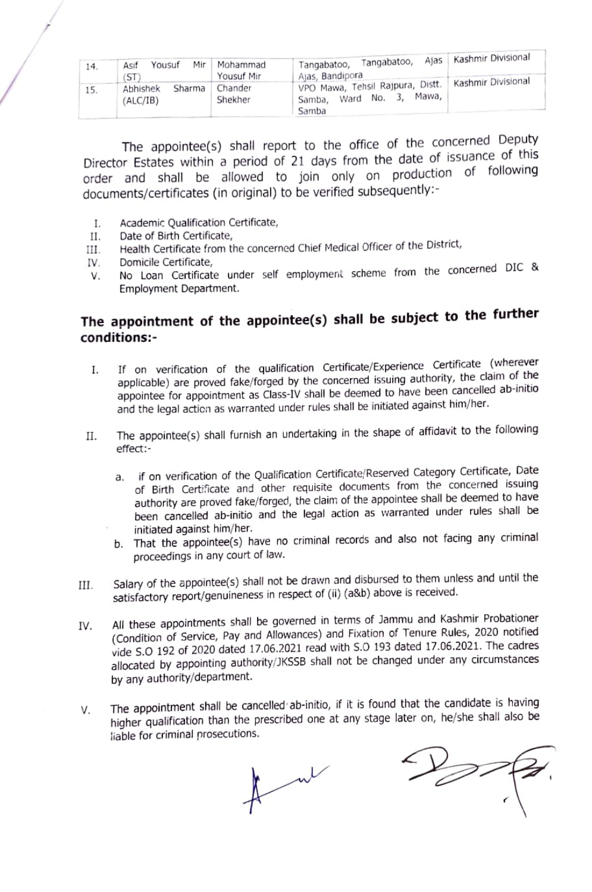| | | | | |
|---|---|---|---|---|
| 14. | Asif Yousuf Mir (ST) | Mohammad Yousuf Mir | Tangabatoo, Tangabatoo, Ajas Ajas, Bandipora | Kashmir Divisional |
| 15. | Abhishek Sharma (ALC/IB) | Chander Shekher | VPO Mawa, Tehsil Rajpura, Distt. Samba, Ward No. 3, Mawa, Samba | Kashmir Divisional |

The appointee(s) shall report to the office of the concerned Deputy Director Estates within a period of 21 days from the date of issuance of this order and shall be allowed to join only on production of following documents/certificates (in original) to be verified subsequently:-

I. Academic Qualification Certificate,
II. Date of Birth Certificate,
III. Health Certificate from the concerned Chief Medical Officer of the District,
IV. Domicile Certificate,
V. No Loan Certificate under self employment scheme from the concerned DIC & Employment Department.

**The appointment of the appointee(s) shall be subject to the further conditions:-**

I. If on verification of the qualification Certificate/Experience Certificate (wherever applicable) are proved fake/forged by the concerned issuing authority, the claim of the appointee for appointment as Class-IV shall be deemed to have been cancelled ab-initio and the legal action as warranted under rules shall be initiated against him/her.

II. The appointee(s) shall furnish an undertaking in the shape of affidavit to the following effect:-

   a. if on verification of the Qualification Certificate/Reserved Category Certificate, Date of Birth Certificate and other requisite documents from the concerned issuing authority are proved fake/forged, the claim of the appointee shall be deemed to have been cancelled ab-initio and the legal action as warranted under rules shall be initiated against him/her.
   b. That the appointee(s) have no criminal records and also not facing any criminal proceedings in any court of law.

III. Salary of the appointee(s) shall not be drawn and disbursed to them unless and until the satisfactory report/genuineness in respect of (ii) (a&b) above is received.

IV. All these appointments shall be governed in terms of Jammu and Kashmir Probationer (Condition of Service, Pay and Allowances) and Fixation of Tenure Rules, 2020 notified vide S.O 192 of 2020 dated 17.06.2021 read with S.O 193 dated 17.06.2021. The cadres allocated by appointing authority/JKSSB shall not be changed under any circumstances by any authority/department.

V. The appointment shall be cancelled ab-initio, if it is found that the candidate is having higher qualification than the prescribed one at any stage later on, he/she shall also be liable for criminal prosecutions.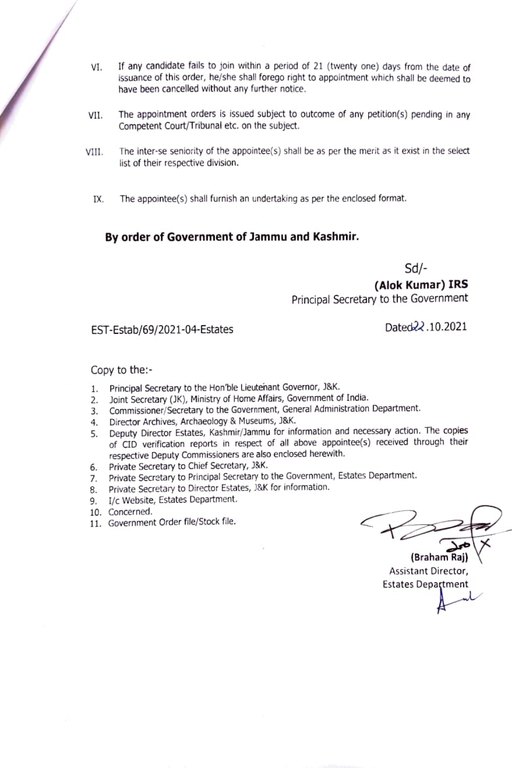VI. If any candidate fails to join within a period of 21 (twenty one) days from the date of issuance of this order, he/she shall forego right to appointment which shall be deemed to have been cancelled without any further notice.

VII. The appointment orders is issued subject to outcome of any petition(s) pending in any Competent Court/Tribunal etc. on the subject.

VIII. The inter-se seniority of the appointee(s) shall be as per the merit as it exist in the select list of their respective division.

IX. The appointee(s) shall furnish an undertaking as per the enclosed format.

**By order of Government of Jammu and Kashmir.**

Sd/-
**(Alok Kumar) IRS**
Principal Secretary to the Government

EST-Estab/69/2021-04-Estates

Dated 22.10.2021

Copy to the:-

1. Principal Secretary to the Hon'ble Lieutenant Governor, J&K.
2. Joint Secretary (JK), Ministry of Home Affairs, Government of India.
3. Commissioner/Secretary to the Government, General Administration Department.
4. Director Archives, Archaeology & Museums, J&K.
5. Deputy Director Estates, Kashmir/Jammu for information and necessary action. The copies of CID verification reports in respect of all above appointee(s) received through their respective Deputy Commissioners are also enclosed herewith.
6. Private Secretary to Chief Secretary, J&K.
7. Private Secretary to Principal Secretary to the Government, Estates Department.
8. Private Secretary to Director Estates, J&K for information.
9. I/c Website, Estates Department.
10. Concerned.
11. Government Order file/Stock file.

**(Braham Raj)**
Assistant Director,
Estates Department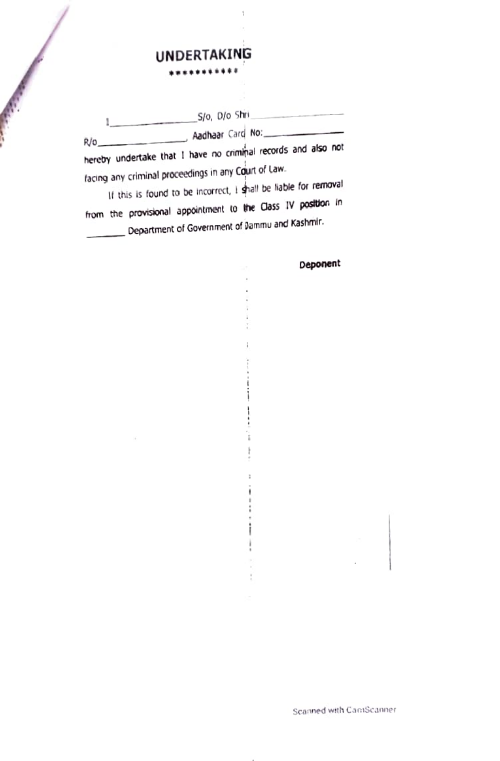# UNDERTAKING

\*\*\*\*\*\*\*\*\*\*\*

I\_\_\_\_\_\_\_\_\_\_\_\_\_\_\_\_S/o, D/o Shri\_\_\_\_\_\_\_\_\_\_\_\_\_\_\_\_ R/o\_\_\_\_\_\_\_\_\_\_\_\_\_\_\_\_, Aadhaar Card No:\_\_\_\_\_\_\_\_\_\_\_\_\_\_\_\_ hereby undertake that I have no criminal records and also not facing any criminal proceedings in any Court of Law.

If this is found to be incorrect, I shall be liable for removal from the provisional appointment to the Class IV position in \_\_\_\_\_\_\_\_ Department of Government of Jammu and Kashmir.

**Deponent**

Scanned with CamScanner